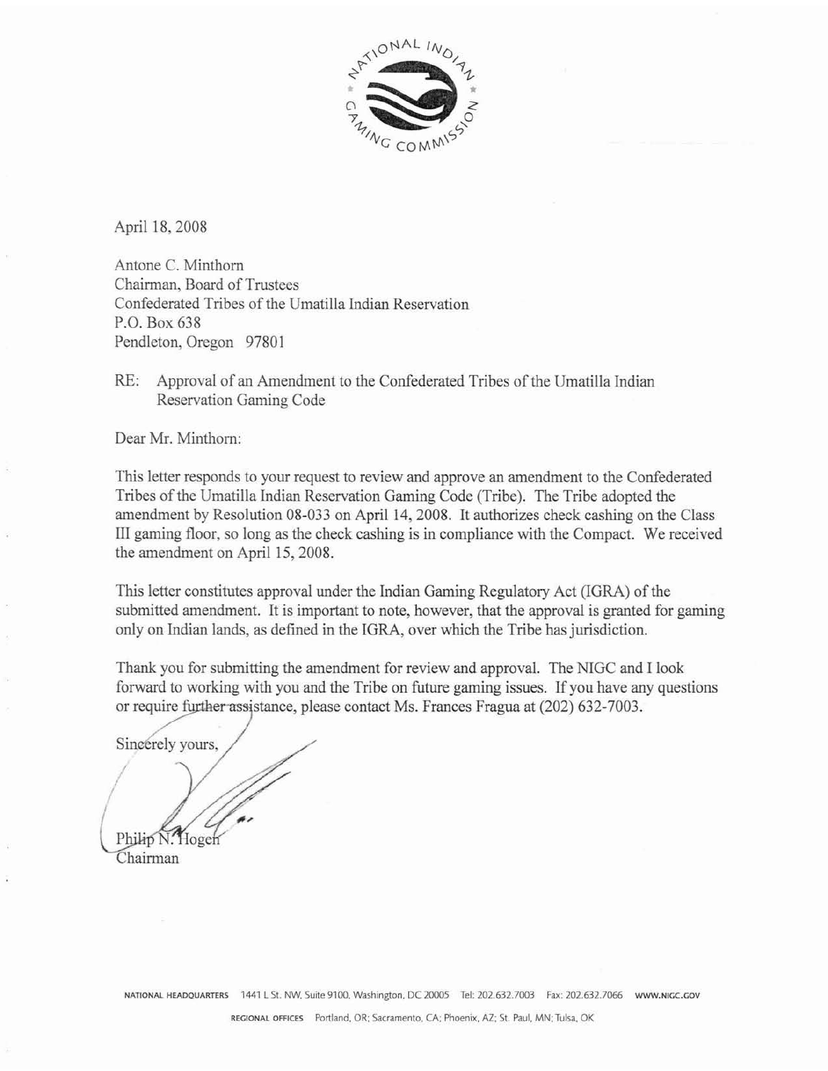NATIONAL INDIAN GAMING COMMISSION

April 18, 2008

Antone C. Minthorn
Chairman, Board of Trustees
Confederated Tribes of the Umatilla Indian Reservation
P.O. Box 638
Pendleton, Oregon 97801

RE: Approval of an Amendment to the Confederated Tribes of the Umatilla Indian Reservation Gaming Code

Dear Mr. Minthorn:

This letter responds to your request to review and approve an amendment to the Confederated Tribes of the Umatilla Indian Reservation Gaming Code (Tribe). The Tribe adopted the amendment by Resolution 08-033 on April 14, 2008. It authorizes check cashing on the Class III gaming floor, so long as the check cashing is in compliance with the Compact. We received the amendment on April 15, 2008.

This letter constitutes approval under the Indian Gaming Regulatory Act (IGRA) of the submitted amendment. It is important to note, however, that the approval is granted for gaming only on Indian lands, as defined in the IGRA, over which the Tribe has jurisdiction.

Thank you for submitting the amendment for review and approval. The NIGC and I look forward to working with you and the Tribe on future gaming issues. If you have any questions or require further assistance, please contact Ms. Frances Fragua at (202) 632-7003.

Sincerely yours,

Philip N. Hogen
Chairman

NATIONAL HEADQUARTERS 1441 L St. NW, Suite 9100, Washington, DC 20005 Tel: 202.632.7003 Fax: 202.632.7066 WWW.NIGC.GOV

REGIONAL OFFICES Portland, OR; Sacramento, CA; Phoenix, AZ; St. Paul, MN; Tulsa, OK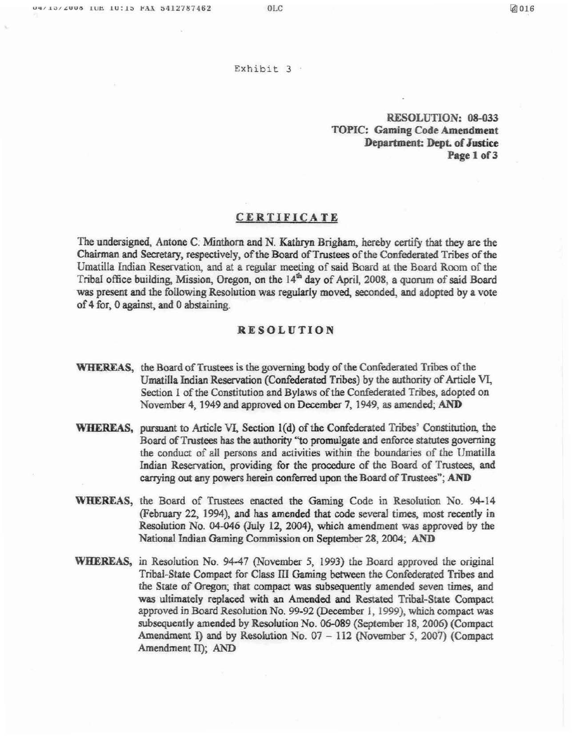Exhibit 3

**RESOLUTION: 08-033**
**TOPIC: Gaming Code Amendment**
**Department: Dept. of Justice**
**Page 1 of 3**

## CERTIFICATE

The undersigned, Antone C. Minthorn and N. Kathryn Brigham, hereby certify that they are the Chairman and Secretary, respectively, of the Board of Trustees of the Confederated Tribes of the Umatilla Indian Reservation, and at a regular meeting of said Board at the Board Room of the Tribal office building, Mission, Oregon, on the 14th day of April, 2008, a quorum of said Board was present and the following Resolution was regularly moved, seconded, and adopted by a vote of 4 for, 0 against, and 0 abstaining.

## RESOLUTION

**WHEREAS,** the Board of Trustees is the governing body of the Confederated Tribes of the Umatilla Indian Reservation (Confederated Tribes) by the authority of Article VI, Section 1 of the Constitution and Bylaws of the Confederated Tribes, adopted on November 4, 1949 and approved on December 7, 1949, as amended; **AND**

**WHEREAS,** pursuant to Article VI, Section 1(d) of the Confederated Tribes' Constitution, the Board of Trustees has the authority "to promulgate and enforce statutes governing the conduct of all persons and activities within the boundaries of the Umatilla Indian Reservation, providing for the procedure of the Board of Trustees, and carrying out any powers herein conferred upon the Board of Trustees"; **AND**

**WHEREAS,** the Board of Trustees enacted the Gaming Code in Resolution No. 94-14 (February 22, 1994), and has amended that code several times, most recently in Resolution No. 04-046 (July 12, 2004), which amendment was approved by the National Indian Gaming Commission on September 28, 2004; **AND**

**WHEREAS,** in Resolution No. 94-47 (November 5, 1993) the Board approved the original Tribal-State Compact for Class III Gaming between the Confederated Tribes and the State of Oregon; that compact was subsequently amended seven times, and was ultimately replaced with an Amended and Restated Tribal-State Compact approved in Board Resolution No. 99-92 (December 1, 1999), which compact was subsequently amended by Resolution No. 06-089 (September 18, 2006) (Compact Amendment I) and by Resolution No. 07 – 112 (November 5, 2007) (Compact Amendment II); AND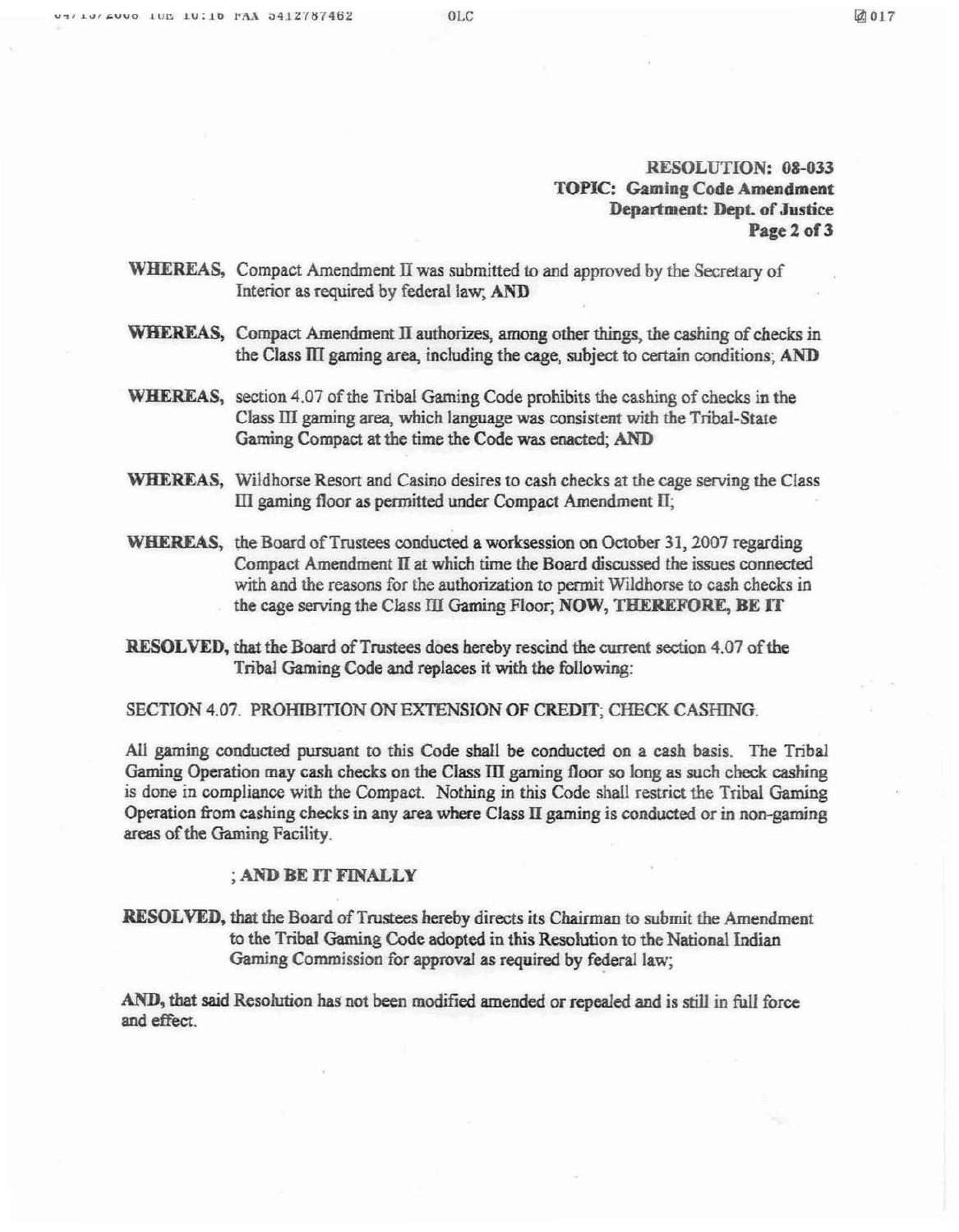**RESOLUTION: 08-033**
**TOPIC: Gaming Code Amendment**
**Department: Dept. of Justice**

**WHEREAS,** Compact Amendment II was submitted to and approved by the Secretary of Interior as required by federal law; **AND**

**WHEREAS,** Compact Amendment II authorizes, among other things, the cashing of checks in the Class III gaming area, including the cage, subject to certain conditions; **AND**

**WHEREAS,** section 4.07 of the Tribal Gaming Code prohibits the cashing of checks in the Class III gaming area, which language was consistent with the Tribal-State Gaming Compact at the time the Code was enacted; **AND**

**WHEREAS,** Wildhorse Resort and Casino desires to cash checks at the cage serving the Class III gaming floor as permitted under Compact Amendment II;

**WHEREAS,** the Board of Trustees conducted a worksession on October 31, 2007 regarding Compact Amendment II at which time the Board discussed the issues connected with and the reasons for the authorization to permit Wildhorse to cash checks in the cage serving the Class III Gaming Floor; **NOW, THEREFORE, BE IT**

**RESOLVED,** that the Board of Trustees does hereby rescind the current section 4.07 of the Tribal Gaming Code and replaces it with the following:

SECTION 4.07. PROHIBITION ON EXTENSION OF CREDIT; CHECK CASHING.

All gaming conducted pursuant to this Code shall be conducted on a cash basis. The Tribal Gaming Operation may cash checks on the Class III gaming floor so long as such check cashing is done in compliance with the Compact. Nothing in this Code shall restrict the Tribal Gaming Operation from cashing checks in any area where Class II gaming is conducted or in non-gaming areas of the Gaming Facility.

**; AND BE IT FINALLY**

**RESOLVED,** that the Board of Trustees hereby directs its Chairman to submit the Amendment to the Tribal Gaming Code adopted in this Resolution to the National Indian Gaming Commission for approval as required by federal law;

**AND,** that said Resolution has not been modified amended or repealed and is still in full force and effect.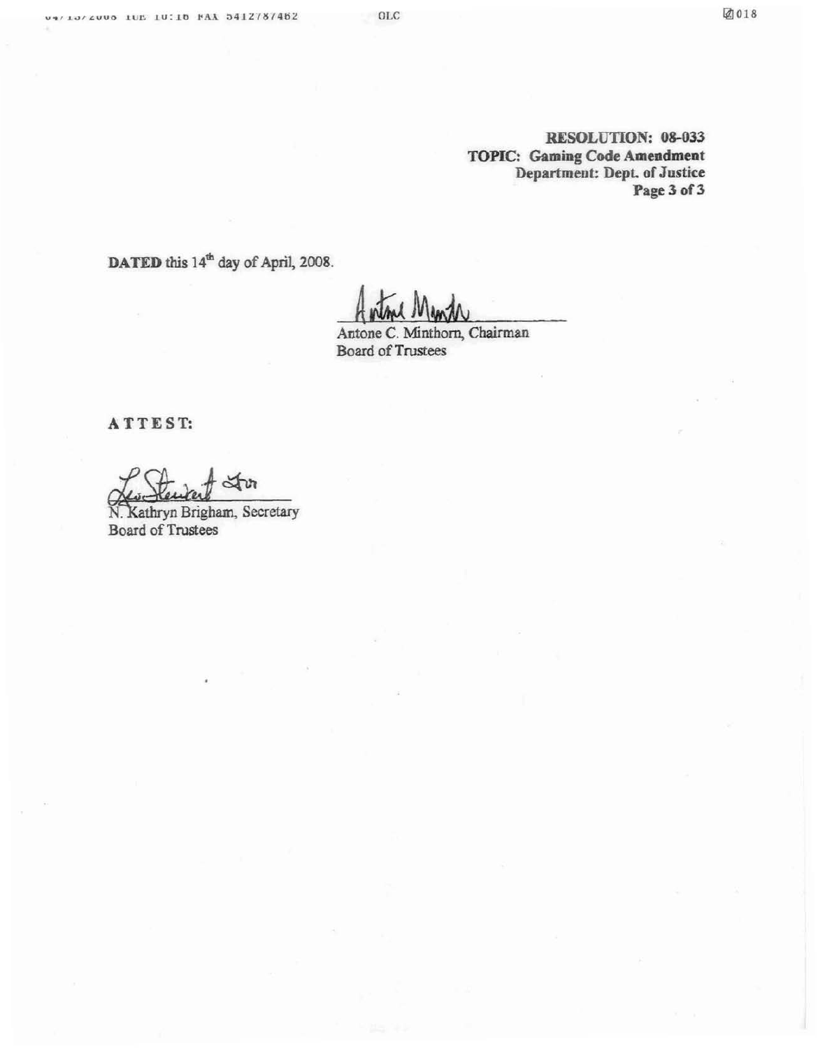**RESOLUTION: 08-033**
**TOPIC: Gaming Code Amendment**
**Department: Dept. of Justice**

**DATED** this 14th day of April, 2008.

Antone C. Minthorn, Chairman
Board of Trustees

**ATTEST:**

N. Kathryn Brigham, Secretary
Board of Trustees